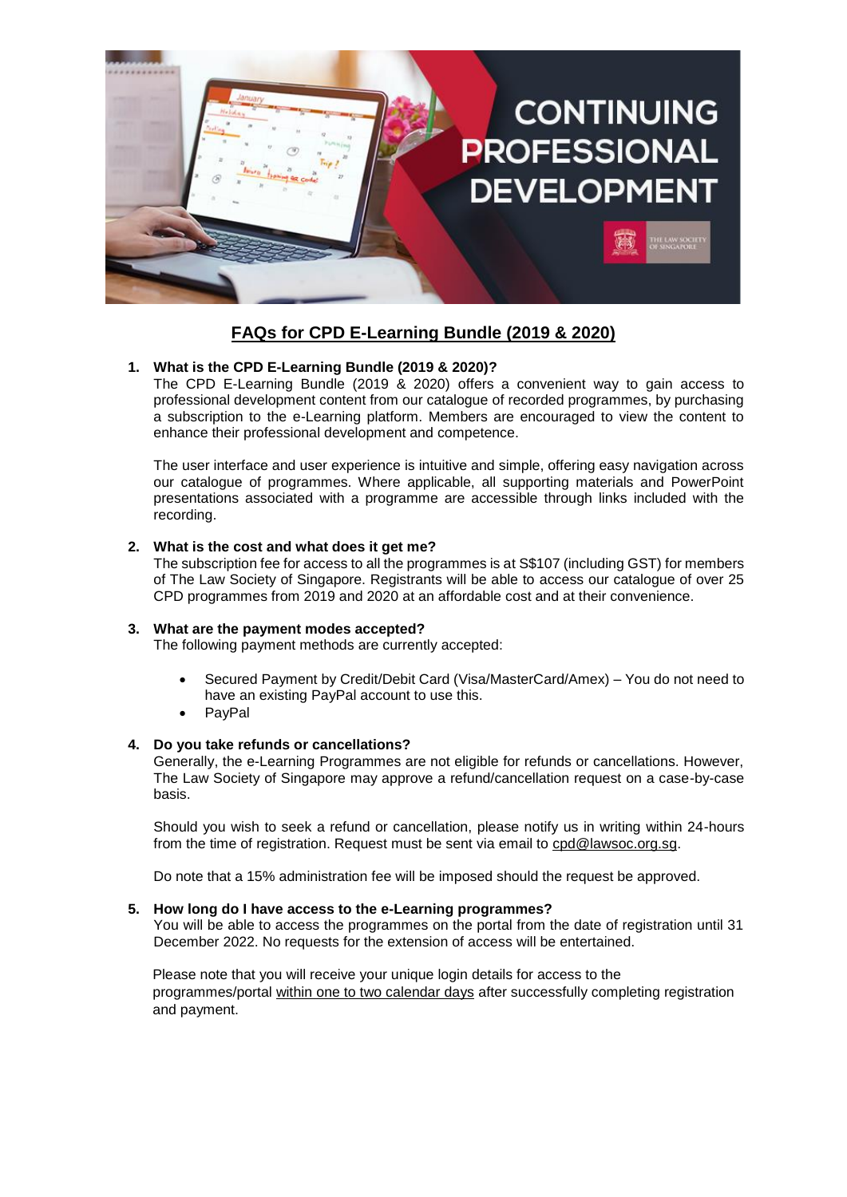# FAQs for CPD E-Learning Bundle (2019 & 2020)

1. **What is the CPD E-Learning Bundle (2019 & 2020)?**
   The CPD E-Learning Bundle (2019 & 2020) offers a convenient way to gain access to professional development content from our catalogue of recorded programmes, by purchasing a subscription to the e-Learning platform. Members are encouraged to view the content to enhance their professional development and competence.

   The user interface and user experience is intuitive and simple, offering easy navigation across our catalogue of programmes. Where applicable, all supporting materials and PowerPoint presentations associated with a programme are accessible through links included with the recording.

2. **What is the cost and what does it get me?**
   The subscription fee for access to all the programmes is at S$107 (including GST) for members of The Law Society of Singapore. Registrants will be able to access our catalogue of over 25 CPD programmes from 2019 and 2020 at an affordable cost and at their convenience.

3. **What are the payment modes accepted?**
   The following payment methods are currently accepted:

   - Secured Payment by Credit/Debit Card (Visa/MasterCard/Amex) – You do not need to have an existing PayPal account to use this.
   - PayPal

4. **Do you take refunds or cancellations?**
   Generally, the e-Learning Programmes are not eligible for refunds or cancellations. However, The Law Society of Singapore may approve a refund/cancellation request on a case-by-case basis.

   Should you wish to seek a refund or cancellation, please notify us in writing within 24-hours from the time of registration. Request must be sent via email to cpd@lawsoc.org.sg.

   Do note that a 15% administration fee will be imposed should the request be approved.

5. **How long do I have access to the e-Learning programmes?**
   You will be able to access the programmes on the portal from the date of registration until 31 December 2022. No requests for the extension of access will be entertained.

   Please note that you will receive your unique login details for access to the programmes/portal within one to two calendar days after successfully completing registration and payment.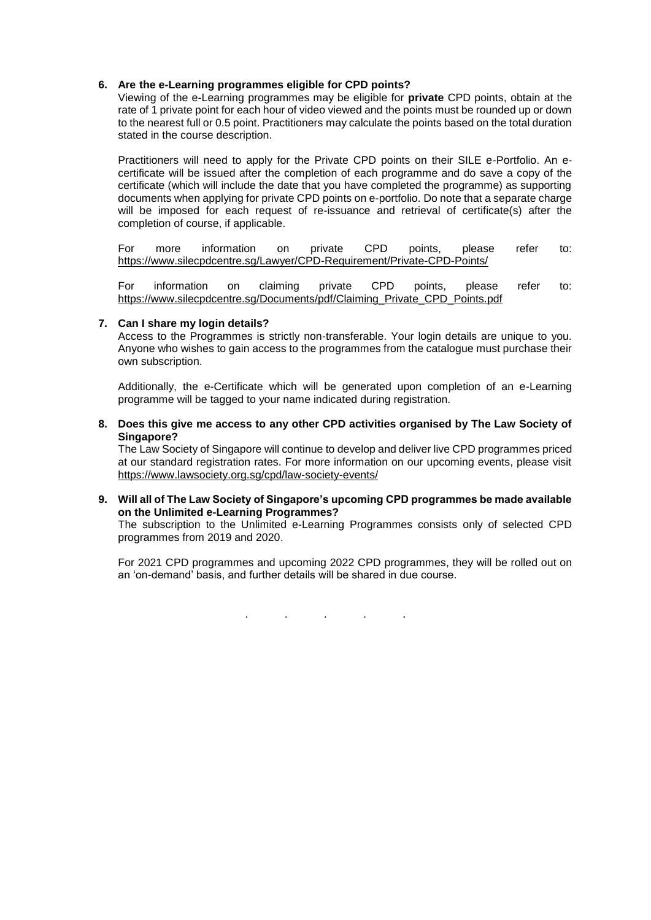**6. Are the e-Learning programmes eligible for CPD points?**

Viewing of the e-Learning programmes may be eligible for **private** CPD points, obtain at the rate of 1 private point for each hour of video viewed and the points must be rounded up or down to the nearest full or 0.5 point. Practitioners may calculate the points based on the total duration stated in the course description.

Practitioners will need to apply for the Private CPD points on their SILE e-Portfolio. An e-certificate will be issued after the completion of each programme and do save a copy of the certificate (which will include the date that you have completed the programme) as supporting documents when applying for private CPD points on e-portfolio. Do note that a separate charge will be imposed for each request of re-issuance and retrieval of certificate(s) after the completion of course, if applicable.

For more information on private CPD points, please refer to: https://www.silecpdcentre.sg/Lawyer/CPD-Requirement/Private-CPD-Points/

For information on claiming private CPD points, please refer to: https://www.silecpdcentre.sg/Documents/pdf/Claiming_Private_CPD_Points.pdf

**7. Can I share my login details?**

Access to the Programmes is strictly non-transferable. Your login details are unique to you. Anyone who wishes to gain access to the programmes from the catalogue must purchase their own subscription.

Additionally, the e-Certificate which will be generated upon completion of an e-Learning programme will be tagged to your name indicated during registration.

**8. Does this give me access to any other CPD activities organised by The Law Society of Singapore?**

The Law Society of Singapore will continue to develop and deliver live CPD programmes priced at our standard registration rates. For more information on our upcoming events, please visit https://www.lawsociety.org.sg/cpd/law-society-events/

**9. Will all of The Law Society of Singapore's upcoming CPD programmes be made available on the Unlimited e-Learning Programmes?**

The subscription to the Unlimited e-Learning Programmes consists only of selected CPD programmes from 2019 and 2020.

For 2021 CPD programmes and upcoming 2022 CPD programmes, they will be rolled out on an 'on-demand' basis, and further details will be shared in due course.

. . . . .